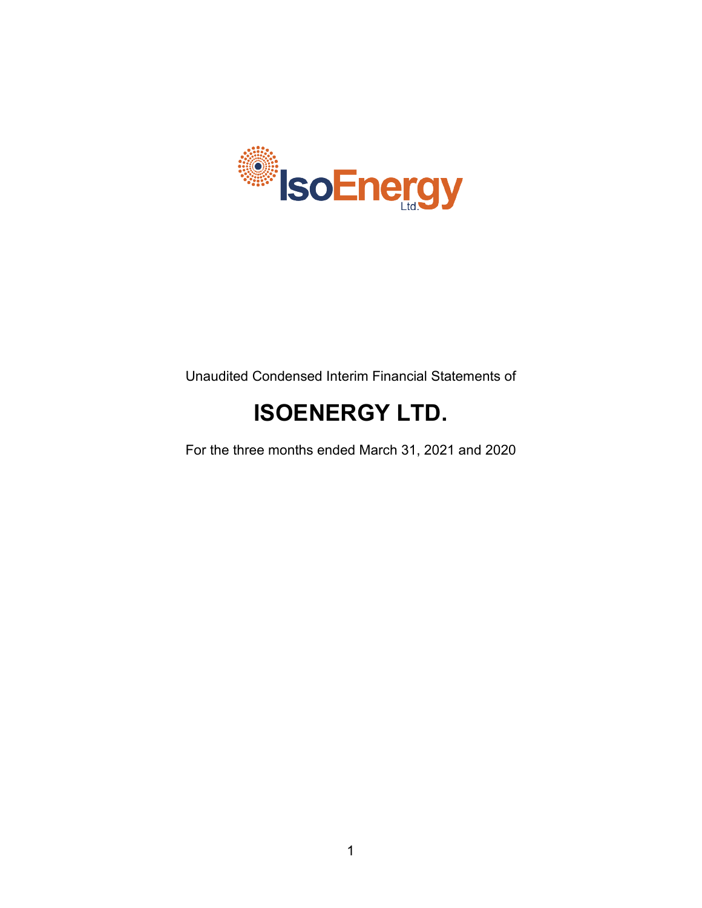Unaudited Condensed Interim Financial Statements of

# ISOENERGY LTD.

For the three months ended March 31, 2021 and 2020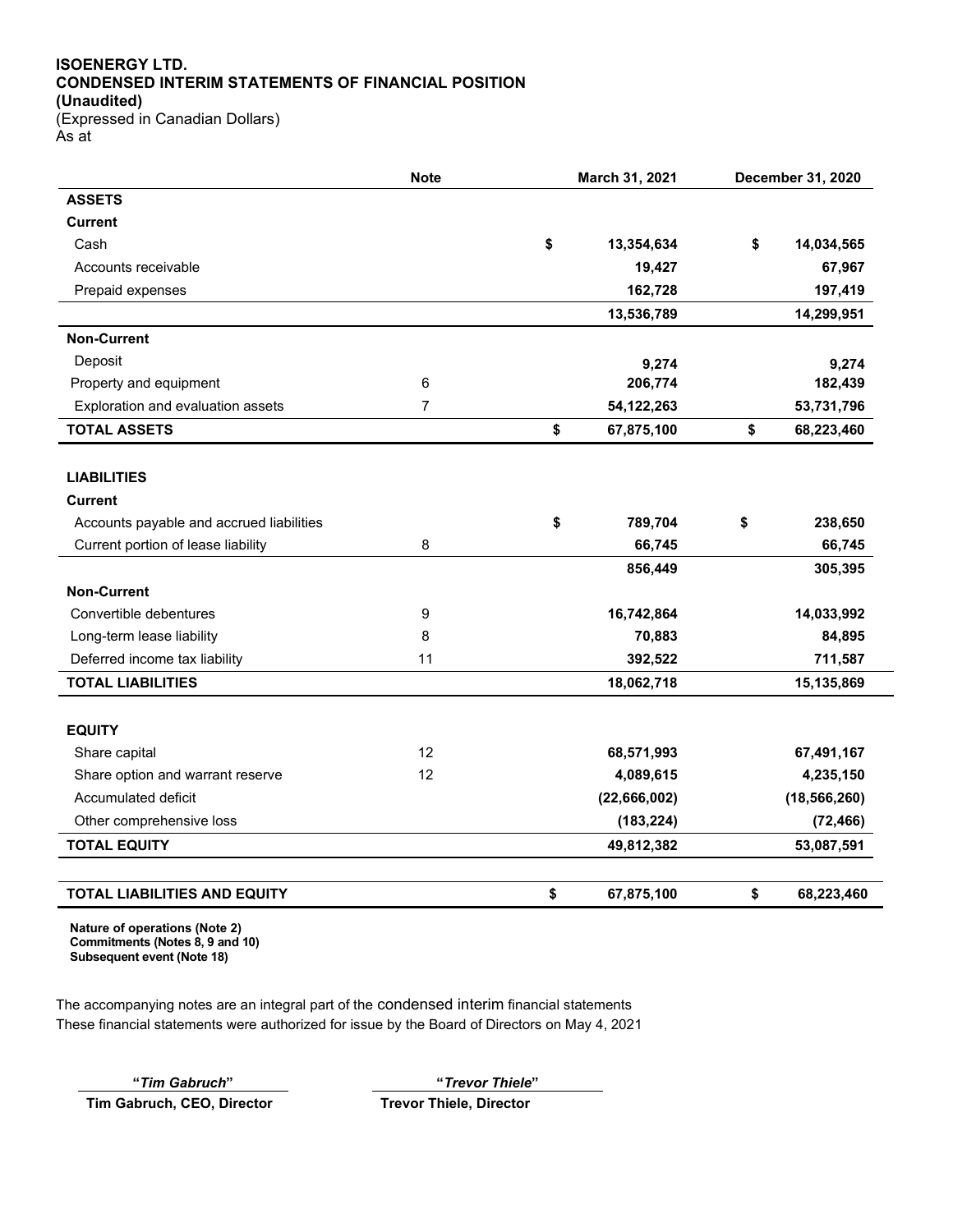**ISOENERGY LTD.**
**CONDENSED INTERIM STATEMENTS OF FINANCIAL POSITION**
**(Unaudited)**
(Expressed in Canadian Dollars)
As at

| | Note | March 31, 2021 | December 31, 2020 |
|---|---|---|---|
| **ASSETS** | | | |
| **Current** | | | |
| Cash | | $ 13,354,634 | $ 14,034,565 |
| Accounts receivable | | 19,427 | 67,967 |
| Prepaid expenses | | 162,728 | 197,419 |
| | | 13,536,789 | 14,299,951 |
| **Non-Current** | | | |
| Deposit | | 9,274 | 9,274 |
| Property and equipment | 6 | 206,774 | 182,439 |
| Exploration and evaluation assets | 7 | 54,122,263 | 53,731,796 |
| **TOTAL ASSETS** | | $ 67,875,100 | $ 68,223,460 |
| | | | |
| **LIABILITIES** | | | |
| **Current** | | | |
| Accounts payable and accrued liabilities | | $ 789,704 | $ 238,650 |
| Current portion of lease liability | 8 | 66,745 | 66,745 |
| | | 856,449 | 305,395 |
| **Non-Current** | | | |
| Convertible debentures | 9 | 16,742,864 | 14,033,992 |
| Long-term lease liability | 8 | 70,883 | 84,895 |
| Deferred income tax liability | 11 | 392,522 | 711,587 |
| **TOTAL LIABILITIES** | | 18,062,718 | 15,135,869 |
| | | | |
| **EQUITY** | | | |
| Share capital | 12 | 68,571,993 | 67,491,167 |
| Share option and warrant reserve | 12 | 4,089,615 | 4,235,150 |
| Accumulated deficit | | (22,666,002) | (18,566,260) |
| Other comprehensive loss | | (183,224) | (72,466) |
| **TOTAL EQUITY** | | 49,812,382 | 53,087,591 |
| | | | |
| **TOTAL LIABILITIES AND EQUITY** | | $ 67,875,100 | $ 68,223,460 |

**Nature of operations (Note 2)**
**Commitments (Notes 8, 9 and 10)**
**Subsequent event (Note 18)**

The accompanying notes are an integral part of the condensed interim financial statements
These financial statements were authorized for issue by the Board of Directors on May 4, 2021

| "*Tim Gabruch*" | "*Trevor Thiele*" |
|---|---|
| **Tim Gabruch, CEO, Director** | **Trevor Thiele, Director** |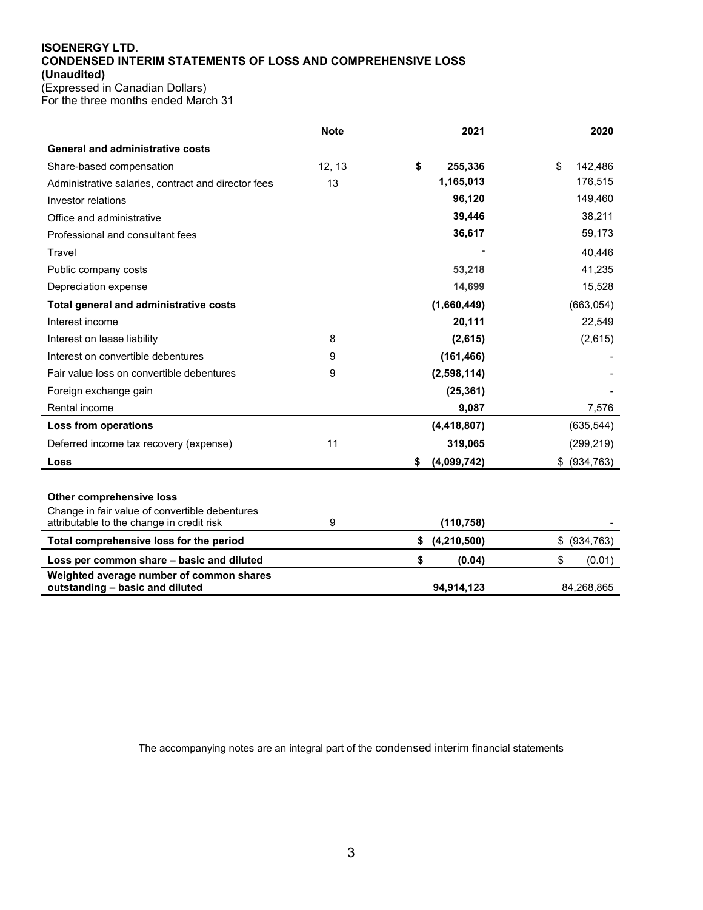**ISOENERGY LTD.**
**CONDENSED INTERIM STATEMENTS OF LOSS AND COMPREHENSIVE LOSS**
**(Unaudited)**
(Expressed in Canadian Dollars)
For the three months ended March 31

| | **Note** | **2021** | **2020** |
|---|---|---|---|
| **General and administrative costs** | | | |
| Share-based compensation | 12, 13 | **$ 255,336** | $ 142,486 |
| Administrative salaries, contract and director fees | 13 | **1,165,013** | 176,515 |
| Investor relations | | **96,120** | 149,460 |
| Office and administrative | | **39,446** | 38,211 |
| Professional and consultant fees | | **36,617** | 59,173 |
| Travel | | **-** | 40,446 |
| Public company costs | | **53,218** | 41,235 |
| Depreciation expense | | **14,699** | 15,528 |
| **Total general and administrative costs** | | **(1,660,449)** | (663,054) |
| Interest income | | **20,111** | 22,549 |
| Interest on lease liability | 8 | **(2,615)** | (2,615) |
| Interest on convertible debentures | 9 | **(161,466)** | - |
| Fair value loss on convertible debentures | 9 | **(2,598,114)** | - |
| Foreign exchange gain | | **(25,361)** | - |
| Rental income | | **9,087** | 7,576 |
| **Loss from operations** | | **(4,418,807)** | (635,544) |
| Deferred income tax recovery (expense) | 11 | **319,065** | (299,219) |
| **Loss** | | **$ (4,099,742)** | $ (934,763) |
| | | | |
| **Other comprehensive loss** | | | |
| Change in fair value of convertible debentures attributable to the change in credit risk | 9 | **(110,758)** | - |
| **Total comprehensive loss for the period** | | **$ (4,210,500)** | $ (934,763) |
| **Loss per common share – basic and diluted** | | **$ (0.04)** | $ (0.01) |
| **Weighted average number of common shares outstanding – basic and diluted** | | **94,914,123** | 84,268,865 |

The accompanying notes are an integral part of the condensed interim financial statements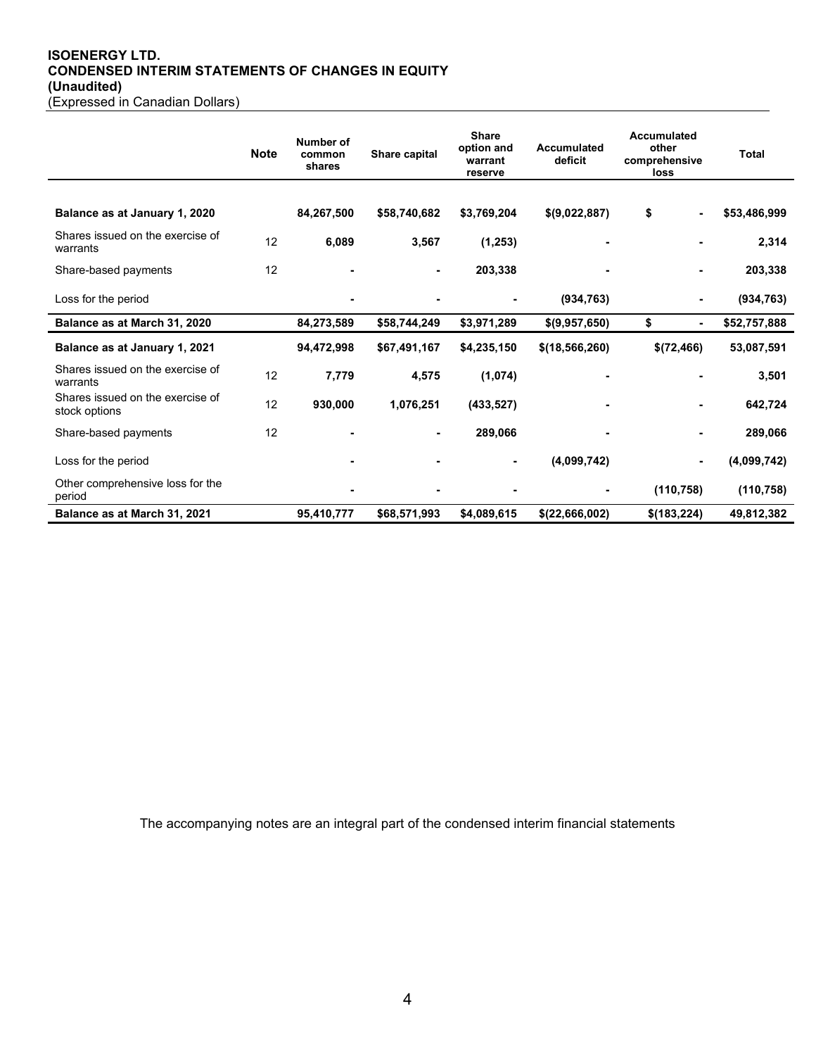**ISOENERGY LTD.**
**CONDENSED INTERIM STATEMENTS OF CHANGES IN EQUITY**
**(Unaudited)**
(Expressed in Canadian Dollars)

| | Note | Number of common shares | Share capital | Share option and warrant reserve | Accumulated deficit | Accumulated other comprehensive loss | Total |
|---|---|---|---|---|---|---|---|
| **Balance as at January 1, 2020** | | **84,267,500** | **$58,740,682** | **$3,769,204** | **$(9,022,887)** | **$ -** | **$53,486,999** |
| Shares issued on the exercise of warrants | 12 | **6,089** | **3,567** | **(1,253)** | **-** | **-** | **2,314** |
| Share-based payments | 12 | **-** | **-** | **203,338** | **-** | **-** | **203,338** |
| Loss for the period | | **-** | **-** | **-** | **(934,763)** | **-** | **(934,763)** |
| **Balance as at March 31, 2020** | | **84,273,589** | **$58,744,249** | **$3,971,289** | **$(9,957,650)** | **$ -** | **$52,757,888** |
| **Balance as at January 1, 2021** | | **94,472,998** | **$67,491,167** | **$4,235,150** | **$(18,566,260)** | **$(72,466)** | **53,087,591** |
| Shares issued on the exercise of warrants | 12 | **7,779** | **4,575** | **(1,074)** | **-** | **-** | **3,501** |
| Shares issued on the exercise of stock options | 12 | **930,000** | **1,076,251** | **(433,527)** | **-** | **-** | **642,724** |
| Share-based payments | 12 | **-** | **-** | **289,066** | **-** | **-** | **289,066** |
| Loss for the period | | **-** | **-** | **-** | **(4,099,742)** | **-** | **(4,099,742)** |
| Other comprehensive loss for the period | | **-** | **-** | **-** | **-** | **(110,758)** | **(110,758)** |
| **Balance as at March 31, 2021** | | **95,410,777** | **$68,571,993** | **$4,089,615** | **$(22,666,002)** | **$(183,224)** | **49,812,382** |

The accompanying notes are an integral part of the condensed interim financial statements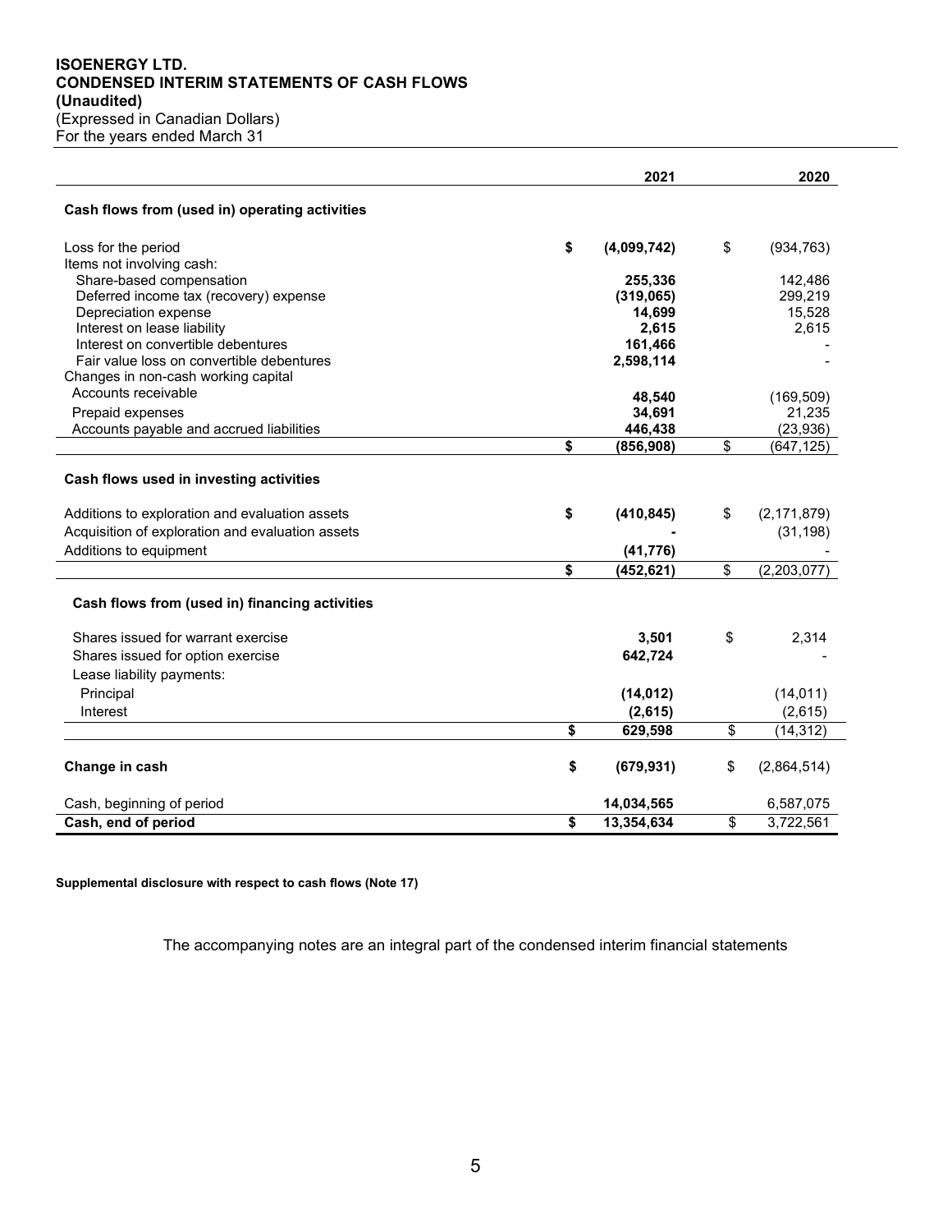**ISOENERGY LTD.**
**CONDENSED INTERIM STATEMENTS OF CASH FLOWS**
**(Unaudited)**
(Expressed in Canadian Dollars)
For the years ended March 31

| | 2021 | 2020 |
|---|---|---|
| **Cash flows from (used in) operating activities** | | |
| Loss for the period | $ (4,099,742) | $ (934,763) |
| Items not involving cash: | | |
| Share-based compensation | 255,336 | 142,486 |
| Deferred income tax (recovery) expense | (319,065) | 299,219 |
| Depreciation expense | 14,699 | 15,528 |
| Interest on lease liability | 2,615 | 2,615 |
| Interest on convertible debentures | 161,466 | - |
| Fair value loss on convertible debentures | 2,598,114 | - |
| Changes in non-cash working capital | | |
| Accounts receivable | 48,540 | (169,509) |
| Prepaid expenses | 34,691 | 21,235 |
| Accounts payable and accrued liabilities | 446,438 | (23,936) |
| | $ (856,908) | $ (647,125) |
| **Cash flows used in investing activities** | | |
| Additions to exploration and evaluation assets | $ (410,845) | $ (2,171,879) |
| Acquisition of exploration and evaluation assets | - | (31,198) |
| Additions to equipment | (41,776) | - |
| | $ (452,621) | $ (2,203,077) |
| **Cash flows from (used in) financing activities** | | |
| Shares issued for warrant exercise | 3,501 | $ 2,314 |
| Shares issued for option exercise | 642,724 | - |
| Lease liability payments: | | |
| Principal | (14,012) | (14,011) |
| Interest | (2,615) | (2,615) |
| | $ 629,598 | $ (14,312) |
| **Change in cash** | $ (679,931) | $ (2,864,514) |
| Cash, beginning of period | 14,034,565 | 6,587,075 |
| **Cash, end of period** | $ 13,354,634 | $ 3,722,561 |

**Supplemental disclosure with respect to cash flows (Note 17)**

The accompanying notes are an integral part of the condensed interim financial statements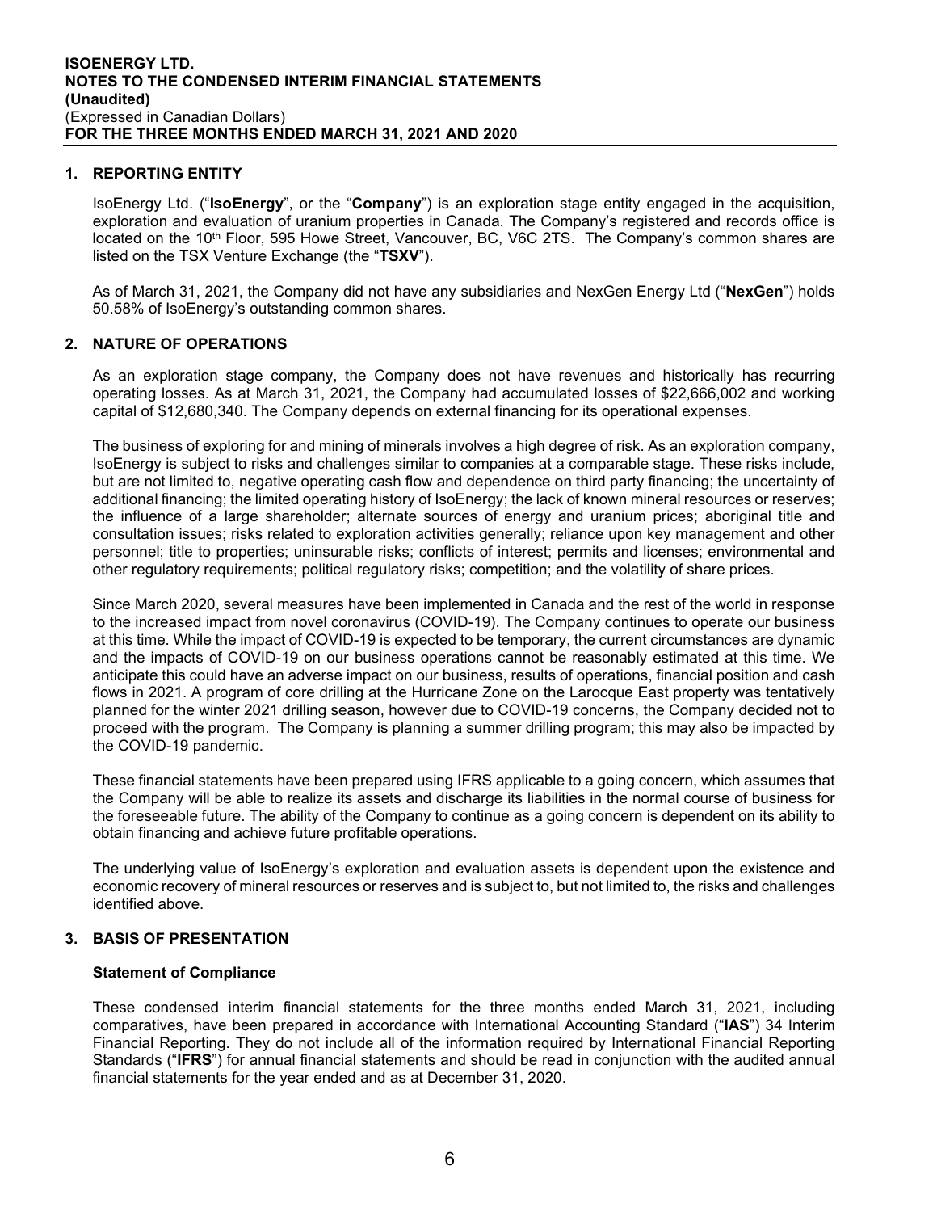## 1. REPORTING ENTITY

IsoEnergy Ltd. ("**IsoEnergy**", or the "**Company**") is an exploration stage entity engaged in the acquisition, exploration and evaluation of uranium properties in Canada. The Company's registered and records office is located on the 10th Floor, 595 Howe Street, Vancouver, BC, V6C 2TS. The Company's common shares are listed on the TSX Venture Exchange (the "**TSXV**").

As of March 31, 2021, the Company did not have any subsidiaries and NexGen Energy Ltd ("**NexGen**") holds 50.58% of IsoEnergy's outstanding common shares.

## 2. NATURE OF OPERATIONS

As an exploration stage company, the Company does not have revenues and historically has recurring operating losses. As at March 31, 2021, the Company had accumulated losses of $22,666,002 and working capital of $12,680,340. The Company depends on external financing for its operational expenses.

The business of exploring for and mining of minerals involves a high degree of risk. As an exploration company, IsoEnergy is subject to risks and challenges similar to companies at a comparable stage. These risks include, but are not limited to, negative operating cash flow and dependence on third party financing; the uncertainty of additional financing; the limited operating history of IsoEnergy; the lack of known mineral resources or reserves; the influence of a large shareholder; alternate sources of energy and uranium prices; aboriginal title and consultation issues; risks related to exploration activities generally; reliance upon key management and other personnel; title to properties; uninsurable risks; conflicts of interest; permits and licenses; environmental and other regulatory requirements; political regulatory risks; competition; and the volatility of share prices.

Since March 2020, several measures have been implemented in Canada and the rest of the world in response to the increased impact from novel coronavirus (COVID-19). The Company continues to operate our business at this time. While the impact of COVID-19 is expected to be temporary, the current circumstances are dynamic and the impacts of COVID-19 on our business operations cannot be reasonably estimated at this time. We anticipate this could have an adverse impact on our business, results of operations, financial position and cash flows in 2021. A program of core drilling at the Hurricane Zone on the Larocque East property was tentatively planned for the winter 2021 drilling season, however due to COVID-19 concerns, the Company decided not to proceed with the program. The Company is planning a summer drilling program; this may also be impacted by the COVID-19 pandemic.

These financial statements have been prepared using IFRS applicable to a going concern, which assumes that the Company will be able to realize its assets and discharge its liabilities in the normal course of business for the foreseeable future. The ability of the Company to continue as a going concern is dependent on its ability to obtain financing and achieve future profitable operations.

The underlying value of IsoEnergy's exploration and evaluation assets is dependent upon the existence and economic recovery of mineral resources or reserves and is subject to, but not limited to, the risks and challenges identified above.

## 3. BASIS OF PRESENTATION

### Statement of Compliance

These condensed interim financial statements for the three months ended March 31, 2021, including comparatives, have been prepared in accordance with International Accounting Standard ("**IAS**") 34 Interim Financial Reporting. They do not include all of the information required by International Financial Reporting Standards ("**IFRS**") for annual financial statements and should be read in conjunction with the audited annual financial statements for the year ended and as at December 31, 2020.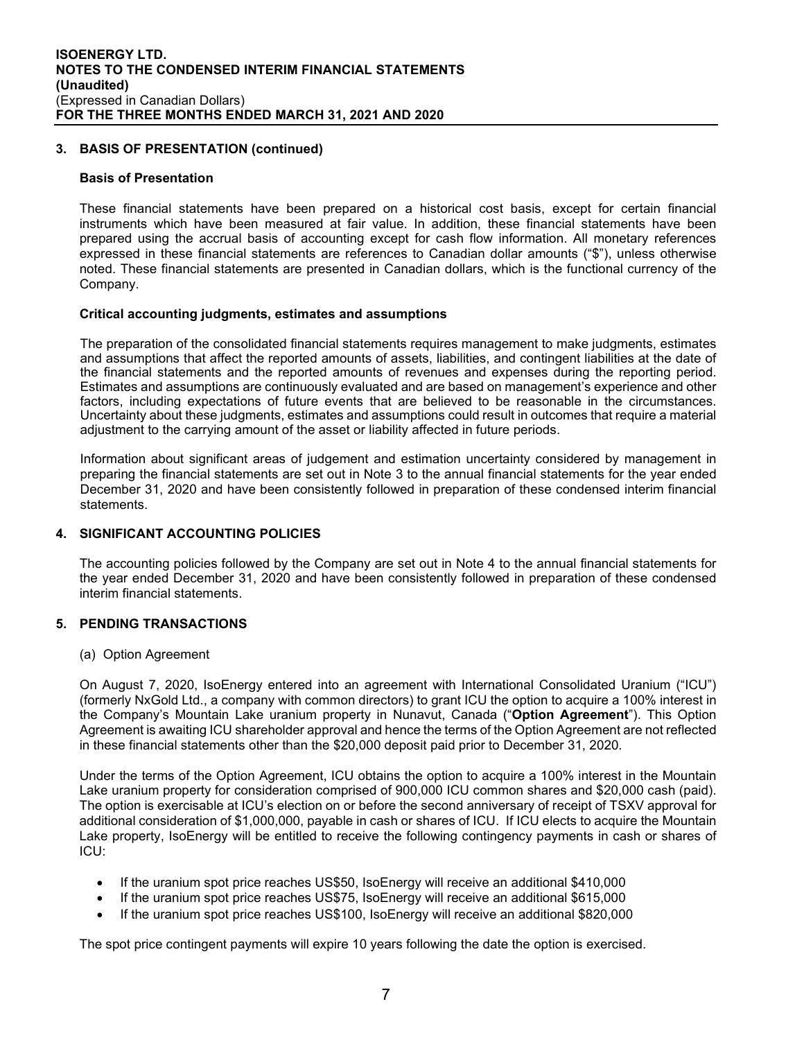## 3. BASIS OF PRESENTATION (continued)

### Basis of Presentation

These financial statements have been prepared on a historical cost basis, except for certain financial instruments which have been measured at fair value. In addition, these financial statements have been prepared using the accrual basis of accounting except for cash flow information. All monetary references expressed in these financial statements are references to Canadian dollar amounts ("$"), unless otherwise noted. These financial statements are presented in Canadian dollars, which is the functional currency of the Company.

### Critical accounting judgments, estimates and assumptions

The preparation of the consolidated financial statements requires management to make judgments, estimates and assumptions that affect the reported amounts of assets, liabilities, and contingent liabilities at the date of the financial statements and the reported amounts of revenues and expenses during the reporting period. Estimates and assumptions are continuously evaluated and are based on management's experience and other factors, including expectations of future events that are believed to be reasonable in the circumstances. Uncertainty about these judgments, estimates and assumptions could result in outcomes that require a material adjustment to the carrying amount of the asset or liability affected in future periods.

Information about significant areas of judgement and estimation uncertainty considered by management in preparing the financial statements are set out in Note 3 to the annual financial statements for the year ended December 31, 2020 and have been consistently followed in preparation of these condensed interim financial statements.

## 4. SIGNIFICANT ACCOUNTING POLICIES

The accounting policies followed by the Company are set out in Note 4 to the annual financial statements for the year ended December 31, 2020 and have been consistently followed in preparation of these condensed interim financial statements.

## 5. PENDING TRANSACTIONS

(a) Option Agreement

On August 7, 2020, IsoEnergy entered into an agreement with International Consolidated Uranium ("ICU") (formerly NxGold Ltd., a company with common directors) to grant ICU the option to acquire a 100% interest in the Company's Mountain Lake uranium property in Nunavut, Canada ("**Option Agreement**"). This Option Agreement is awaiting ICU shareholder approval and hence the terms of the Option Agreement are not reflected in these financial statements other than the $20,000 deposit paid prior to December 31, 2020.

Under the terms of the Option Agreement, ICU obtains the option to acquire a 100% interest in the Mountain Lake uranium property for consideration comprised of 900,000 ICU common shares and $20,000 cash (paid). The option is exercisable at ICU's election on or before the second anniversary of receipt of TSXV approval for additional consideration of $1,000,000, payable in cash or shares of ICU. If ICU elects to acquire the Mountain Lake property, IsoEnergy will be entitled to receive the following contingency payments in cash or shares of ICU:

- If the uranium spot price reaches US$50, IsoEnergy will receive an additional $410,000
- If the uranium spot price reaches US$75, IsoEnergy will receive an additional $615,000
- If the uranium spot price reaches US$100, IsoEnergy will receive an additional $820,000

The spot price contingent payments will expire 10 years following the date the option is exercised.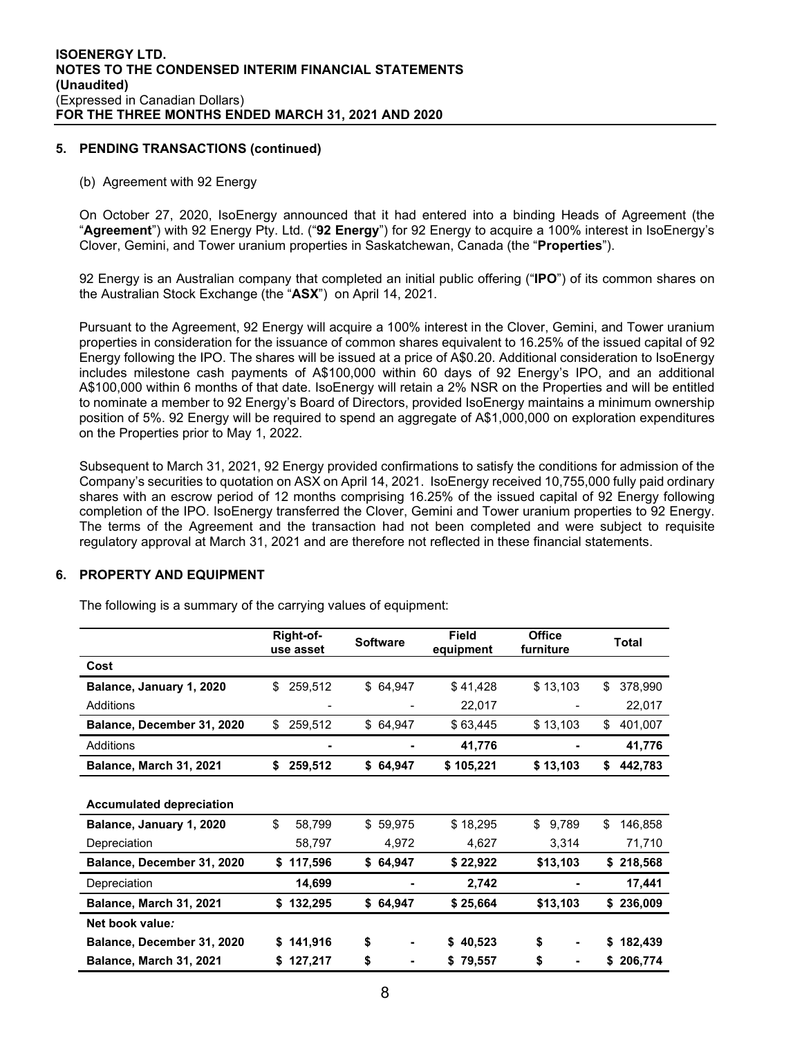## 5. PENDING TRANSACTIONS (continued)

(b) Agreement with 92 Energy

On October 27, 2020, IsoEnergy announced that it had entered into a binding Heads of Agreement (the "**Agreement**") with 92 Energy Pty. Ltd. ("**92 Energy**") for 92 Energy to acquire a 100% interest in IsoEnergy's Clover, Gemini, and Tower uranium properties in Saskatchewan, Canada (the "**Properties**").

92 Energy is an Australian company that completed an initial public offering ("**IPO**") of its common shares on the Australian Stock Exchange (the "**ASX**") on April 14, 2021.

Pursuant to the Agreement, 92 Energy will acquire a 100% interest in the Clover, Gemini, and Tower uranium properties in consideration for the issuance of common shares equivalent to 16.25% of the issued capital of 92 Energy following the IPO. The shares will be issued at a price of A$0.20. Additional consideration to IsoEnergy includes milestone cash payments of A$100,000 within 60 days of 92 Energy's IPO, and an additional A$100,000 within 6 months of that date. IsoEnergy will retain a 2% NSR on the Properties and will be entitled to nominate a member to 92 Energy's Board of Directors, provided IsoEnergy maintains a minimum ownership position of 5%. 92 Energy will be required to spend an aggregate of A$1,000,000 on exploration expenditures on the Properties prior to May 1, 2022.

Subsequent to March 31, 2021, 92 Energy provided confirmations to satisfy the conditions for admission of the Company's securities to quotation on ASX on April 14, 2021. IsoEnergy received 10,755,000 fully paid ordinary shares with an escrow period of 12 months comprising 16.25% of the issued capital of 92 Energy following completion of the IPO. IsoEnergy transferred the Clover, Gemini and Tower uranium properties to 92 Energy. The terms of the Agreement and the transaction had not been completed and were subject to requisite regulatory approval at March 31, 2021 and are therefore not reflected in these financial statements.

## 6. PROPERTY AND EQUIPMENT

The following is a summary of the carrying values of equipment:

| | Right-of-use asset | Software | Field equipment | Office furniture | Total |
|---|---|---|---|---|---|
| **Cost** | | | | | |
| **Balance, January 1, 2020** | $ 259,512 | $ 64,947 | $ 41,428 | $ 13,103 | $ 378,990 |
| Additions | - | - | 22,017 | - | 22,017 |
| **Balance, December 31, 2020** | $ 259,512 | $ 64,947 | $ 63,445 | $ 13,103 | $ 401,007 |
| Additions | **-** | **-** | **41,776** | **-** | **41,776** |
| **Balance, March 31, 2021** | **$ 259,512** | **$ 64,947** | **$ 105,221** | **$ 13,103** | **$ 442,783** |
| | | | | | |
| **Accumulated depreciation** | | | | | |
| **Balance, January 1, 2020** | $ 58,799 | $ 59,975 | $ 18,295 | $ 9,789 | $ 146,858 |
| Depreciation | 58,797 | 4,972 | 4,627 | 3,314 | 71,710 |
| **Balance, December 31, 2020** | **$ 117,596** | **$ 64,947** | **$ 22,922** | **$13,103** | **$ 218,568** |
| Depreciation | **14,699** | **-** | **2,742** | **-** | **17,441** |
| **Balance, March 31, 2021** | **$ 132,295** | **$ 64,947** | **$ 25,664** | **$13,103** | **$ 236,009** |
| **Net book value:** | | | | | |
| **Balance, December 31, 2020** | **$ 141,916** | **$ -** | **$ 40,523** | **$ -** | **$ 182,439** |
| **Balance, March 31, 2021** | **$ 127,217** | **$ -** | **$ 79,557** | **$ -** | **$ 206,774** |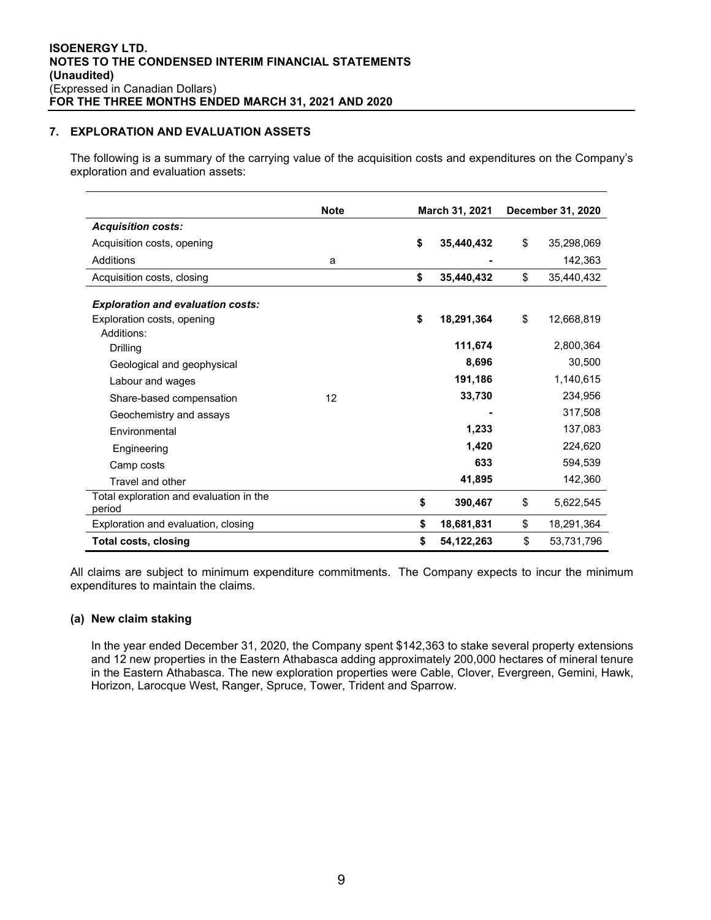## 7. EXPLORATION AND EVALUATION ASSETS

The following is a summary of the carrying value of the acquisition costs and expenditures on the Company's exploration and evaluation assets:

| | Note | March 31, 2021 | December 31, 2020 |
|---|---|---|---|
| ***Acquisition costs:*** | | | |
| Acquisition costs, opening | | **$ 35,440,432** | $ 35,298,069 |
| Additions | a | **-** | 142,363 |
| Acquisition costs, closing | | **$ 35,440,432** | $ 35,440,432 |
| ***Exploration and evaluation costs:*** | | | |
| Exploration costs, opening | | **$ 18,291,364** | $ 12,668,819 |
| Additions: | | | |
| Drilling | | **111,674** | 2,800,364 |
| Geological and geophysical | | **8,696** | 30,500 |
| Labour and wages | | **191,186** | 1,140,615 |
| Share-based compensation | 12 | **33,730** | 234,956 |
| Geochemistry and assays | | **-** | 317,508 |
| Environmental | | **1,233** | 137,083 |
| Engineering | | **1,420** | 224,620 |
| Camp costs | | **633** | 594,539 |
| Travel and other | | **41,895** | 142,360 |
| Total exploration and evaluation in the period | | **$ 390,467** | $ 5,622,545 |
| Exploration and evaluation, closing | | **$ 18,681,831** | $ 18,291,364 |
| **Total costs, closing** | | **$ 54,122,263** | $ 53,731,796 |

All claims are subject to minimum expenditure commitments. The Company expects to incur the minimum expenditures to maintain the claims.

### (a) New claim staking

In the year ended December 31, 2020, the Company spent $142,363 to stake several property extensions and 12 new properties in the Eastern Athabasca adding approximately 200,000 hectares of mineral tenure in the Eastern Athabasca. The new exploration properties were Cable, Clover, Evergreen, Gemini, Hawk, Horizon, Larocque West, Ranger, Spruce, Tower, Trident and Sparrow.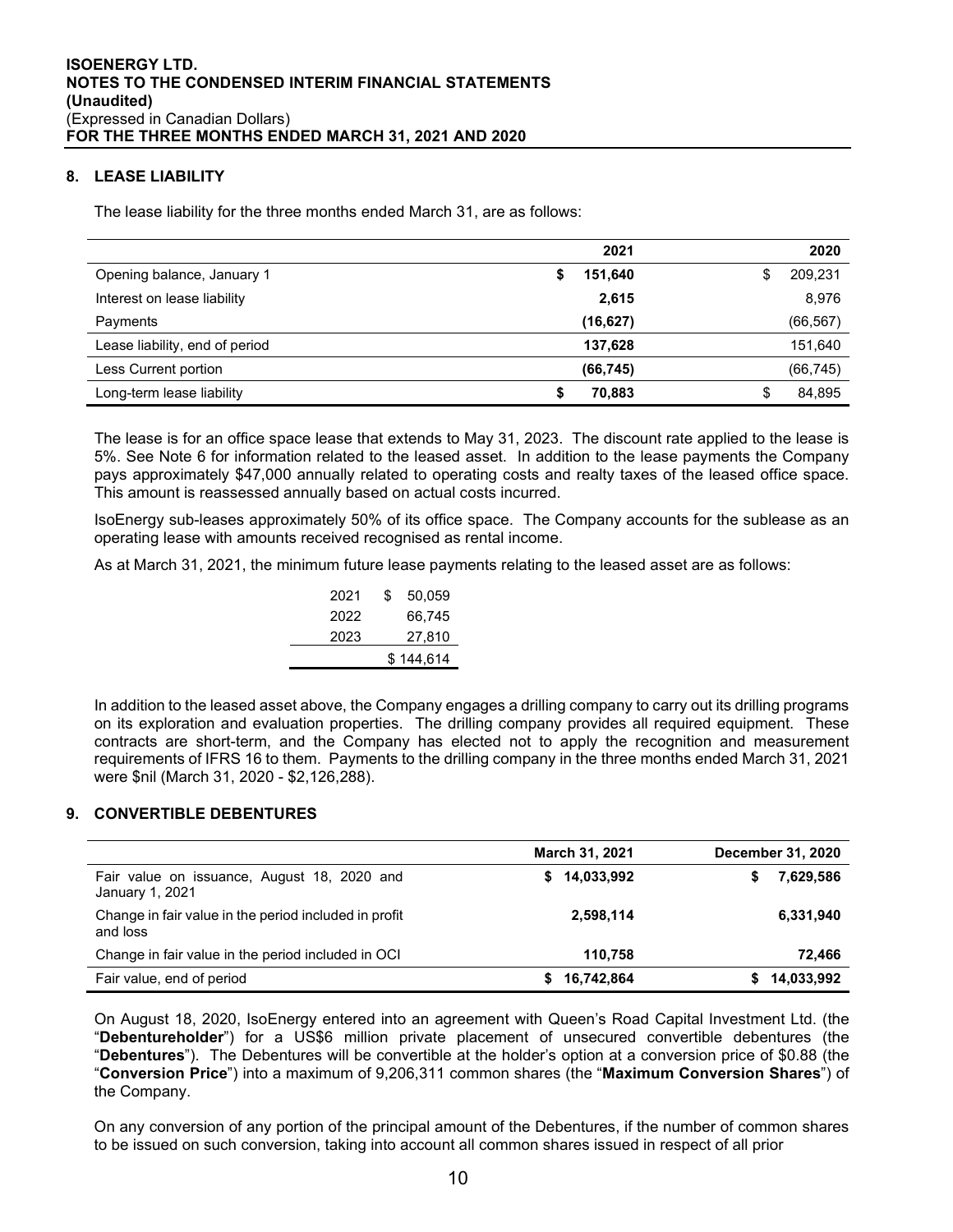## 8. LEASE LIABILITY

The lease liability for the three months ended March 31, are as follows:

| | 2021 | 2020 |
|---|---|---|
| Opening balance, January 1 | **$ 151,640** | $ 209,231 |
| Interest on lease liability | **2,615** | 8,976 |
| Payments | **(16,627)** | (66,567) |
| Lease liability, end of period | **137,628** | 151,640 |
| Less Current portion | **(66,745)** | (66,745) |
| Long-term lease liability | **$ 70,883** | $ 84,895 |

The lease is for an office space lease that extends to May 31, 2023. The discount rate applied to the lease is 5%. See Note 6 for information related to the leased asset. In addition to the lease payments the Company pays approximately $47,000 annually related to operating costs and realty taxes of the leased office space. This amount is reassessed annually based on actual costs incurred.

IsoEnergy sub-leases approximately 50% of its office space. The Company accounts for the sublease as an operating lease with amounts received recognised as rental income.

As at March 31, 2021, the minimum future lease payments relating to the leased asset are as follows:

| | |
|---|---|
| 2021 | $ 50,059 |
| 2022 | 66,745 |
| 2023 | 27,810 |
| | $ 144,614 |

In addition to the leased asset above, the Company engages a drilling company to carry out its drilling programs on its exploration and evaluation properties. The drilling company provides all required equipment. These contracts are short-term, and the Company has elected not to apply the recognition and measurement requirements of IFRS 16 to them. Payments to the drilling company in the three months ended March 31, 2021 were $nil (March 31, 2020 - $2,126,288).

## 9. CONVERTIBLE DEBENTURES

| | March 31, 2021 | December 31, 2020 |
|---|---|---|
| Fair value on issuance, August 18, 2020 and January 1, 2021 | **$ 14,033,992** | **$ 7,629,586** |
| Change in fair value in the period included in profit and loss | **2,598,114** | **6,331,940** |
| Change in fair value in the period included in OCI | **110,758** | **72,466** |
| Fair value, end of period | **$ 16,742,864** | **$ 14,033,992** |

On August 18, 2020, IsoEnergy entered into an agreement with Queen's Road Capital Investment Ltd. (the "**Debentureholder**") for a US$6 million private placement of unsecured convertible debentures (the "**Debentures**"). The Debentures will be convertible at the holder's option at a conversion price of $0.88 (the "**Conversion Price**") into a maximum of 9,206,311 common shares (the "**Maximum Conversion Shares**") of the Company.

On any conversion of any portion of the principal amount of the Debentures, if the number of common shares to be issued on such conversion, taking into account all common shares issued in respect of all prior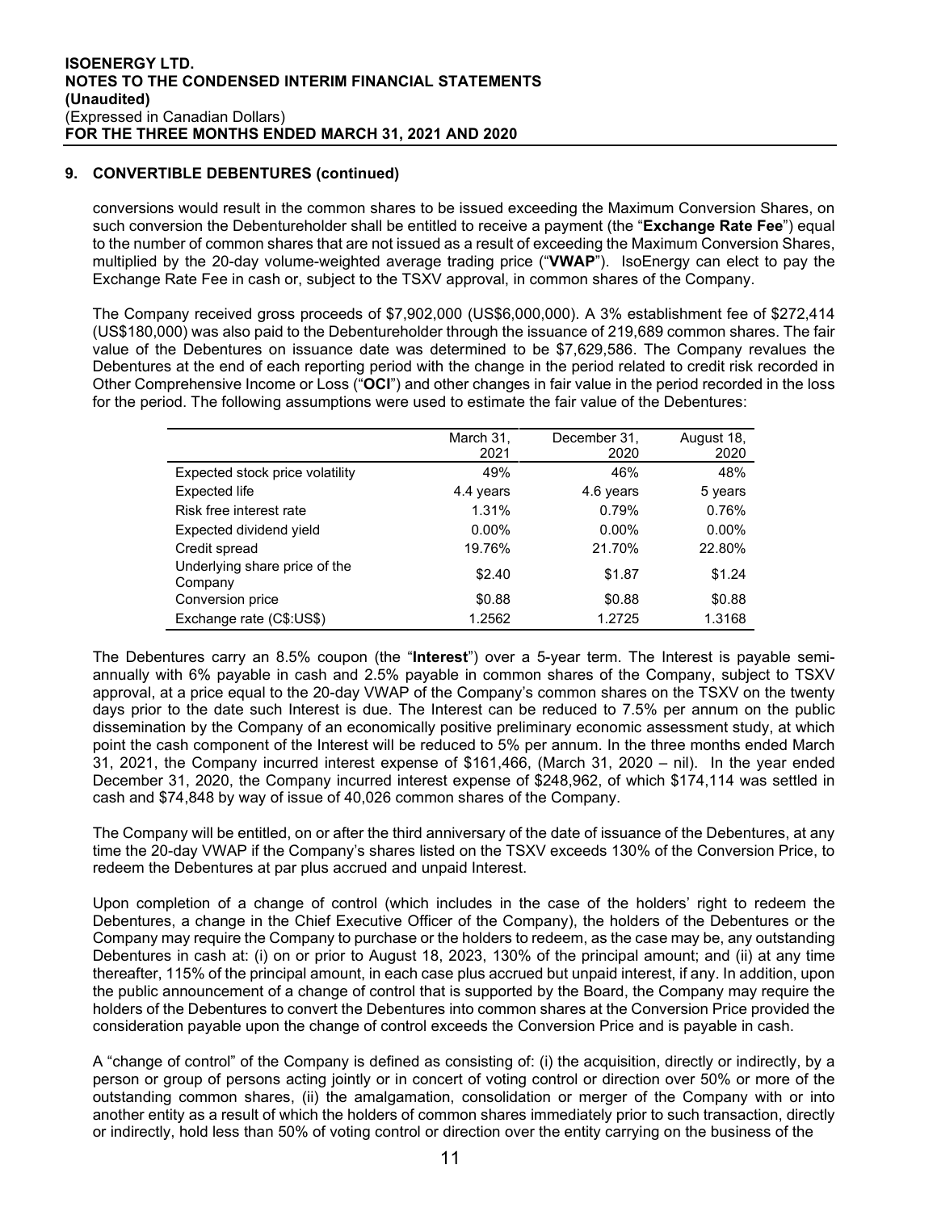## 9. CONVERTIBLE DEBENTURES (continued)

conversions would result in the common shares to be issued exceeding the Maximum Conversion Shares, on such conversion the Debentureholder shall be entitled to receive a payment (the "**Exchange Rate Fee**") equal to the number of common shares that are not issued as a result of exceeding the Maximum Conversion Shares, multiplied by the 20-day volume-weighted average trading price ("**VWAP**"). IsoEnergy can elect to pay the Exchange Rate Fee in cash or, subject to the TSXV approval, in common shares of the Company.

The Company received gross proceeds of $7,902,000 (US$6,000,000). A 3% establishment fee of $272,414 (US$180,000) was also paid to the Debentureholder through the issuance of 219,689 common shares. The fair value of the Debentures on issuance date was determined to be $7,629,586. The Company revalues the Debentures at the end of each reporting period with the change in the period related to credit risk recorded in Other Comprehensive Income or Loss ("**OCI**") and other changes in fair value in the period recorded in the loss for the period. The following assumptions were used to estimate the fair value of the Debentures:

| | March 31, 2021 | December 31, 2020 | August 18, 2020 |
|---|---|---|---|
| Expected stock price volatility | 49% | 46% | 48% |
| Expected life | 4.4 years | 4.6 years | 5 years |
| Risk free interest rate | 1.31% | 0.79% | 0.76% |
| Expected dividend yield | 0.00% | 0.00% | 0.00% |
| Credit spread | 19.76% | 21.70% | 22.80% |
| Underlying share price of the Company | $2.40 | $1.87 | $1.24 |
| Conversion price | $0.88 | $0.88 | $0.88 |
| Exchange rate (C$:US$) | 1.2562 | 1.2725 | 1.3168 |

The Debentures carry an 8.5% coupon (the "**Interest**") over a 5-year term. The Interest is payable semi-annually with 6% payable in cash and 2.5% payable in common shares of the Company, subject to TSXV approval, at a price equal to the 20-day VWAP of the Company's common shares on the TSXV on the twenty days prior to the date such Interest is due. The Interest can be reduced to 7.5% per annum on the public dissemination by the Company of an economically positive preliminary economic assessment study, at which point the cash component of the Interest will be reduced to 5% per annum. In the three months ended March 31, 2021, the Company incurred interest expense of $161,466, (March 31, 2020 – nil). In the year ended December 31, 2020, the Company incurred interest expense of $248,962, of which $174,114 was settled in cash and $74,848 by way of issue of 40,026 common shares of the Company.

The Company will be entitled, on or after the third anniversary of the date of issuance of the Debentures, at any time the 20-day VWAP if the Company's shares listed on the TSXV exceeds 130% of the Conversion Price, to redeem the Debentures at par plus accrued and unpaid Interest.

Upon completion of a change of control (which includes in the case of the holders' right to redeem the Debentures, a change in the Chief Executive Officer of the Company), the holders of the Debentures or the Company may require the Company to purchase or the holders to redeem, as the case may be, any outstanding Debentures in cash at: (i) on or prior to August 18, 2023, 130% of the principal amount; and (ii) at any time thereafter, 115% of the principal amount, in each case plus accrued but unpaid interest, if any. In addition, upon the public announcement of a change of control that is supported by the Board, the Company may require the holders of the Debentures to convert the Debentures into common shares at the Conversion Price provided the consideration payable upon the change of control exceeds the Conversion Price and is payable in cash.

A "change of control" of the Company is defined as consisting of: (i) the acquisition, directly or indirectly, by a person or group of persons acting jointly or in concert of voting control or direction over 50% or more of the outstanding common shares, (ii) the amalgamation, consolidation or merger of the Company with or into another entity as a result of which the holders of common shares immediately prior to such transaction, directly or indirectly, hold less than 50% of voting control or direction over the entity carrying on the business of the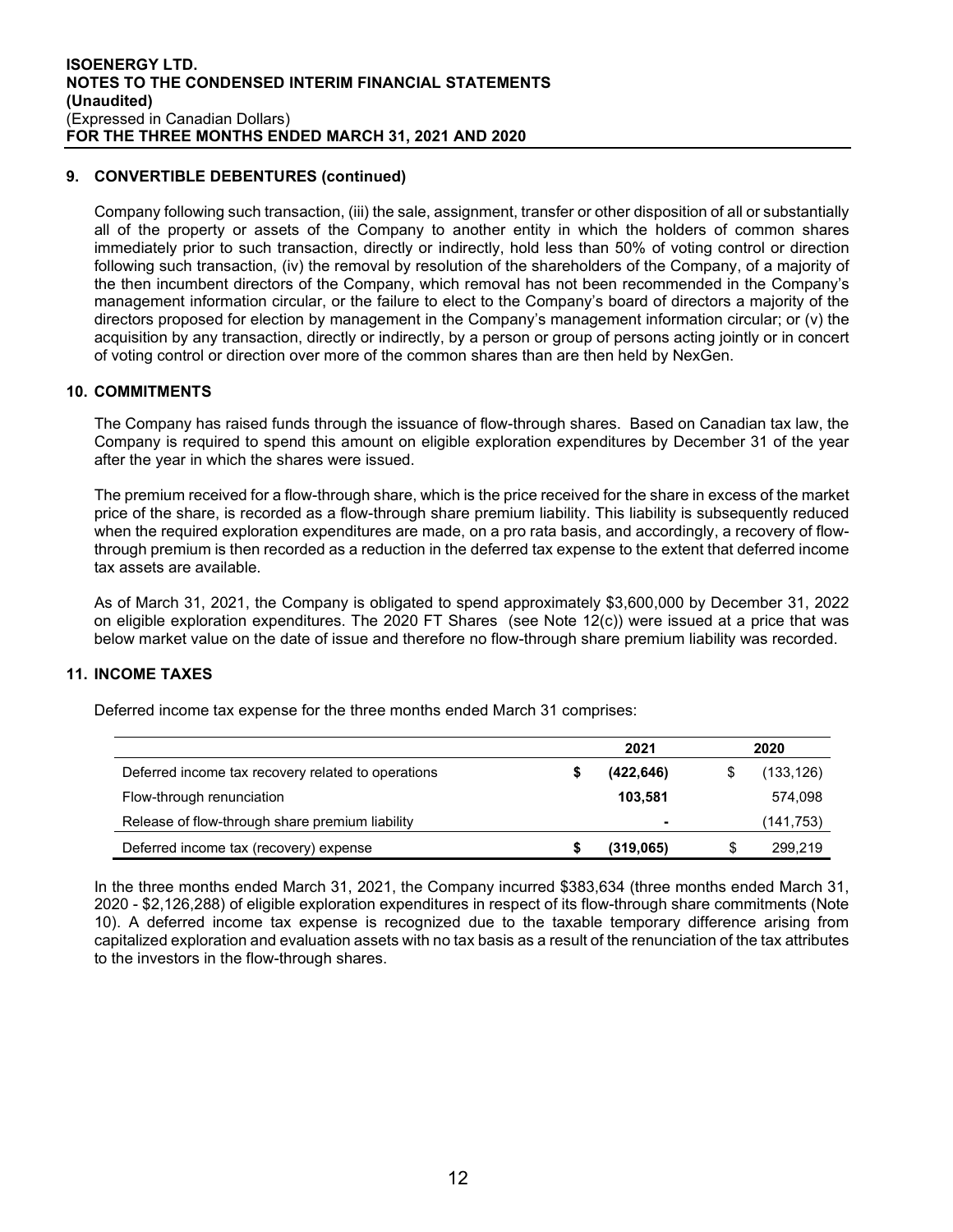## 9. CONVERTIBLE DEBENTURES (continued)

Company following such transaction, (iii) the sale, assignment, transfer or other disposition of all or substantially all of the property or assets of the Company to another entity in which the holders of common shares immediately prior to such transaction, directly or indirectly, hold less than 50% of voting control or direction following such transaction, (iv) the removal by resolution of the shareholders of the Company, of a majority of the then incumbent directors of the Company, which removal has not been recommended in the Company's management information circular, or the failure to elect to the Company's board of directors a majority of the directors proposed for election by management in the Company's management information circular; or (v) the acquisition by any transaction, directly or indirectly, by a person or group of persons acting jointly or in concert of voting control or direction over more of the common shares than are then held by NexGen.

## 10. COMMITMENTS

The Company has raised funds through the issuance of flow-through shares. Based on Canadian tax law, the Company is required to spend this amount on eligible exploration expenditures by December 31 of the year after the year in which the shares were issued.

The premium received for a flow-through share, which is the price received for the share in excess of the market price of the share, is recorded as a flow-through share premium liability. This liability is subsequently reduced when the required exploration expenditures are made, on a pro rata basis, and accordingly, a recovery of flow-through premium is then recorded as a reduction in the deferred tax expense to the extent that deferred income tax assets are available.

As of March 31, 2021, the Company is obligated to spend approximately \$3,600,000 by December 31, 2022 on eligible exploration expenditures. The 2020 FT Shares (see Note 12(c)) were issued at a price that was below market value on the date of issue and therefore no flow-through share premium liability was recorded.

## 11. INCOME TAXES

Deferred income tax expense for the three months ended March 31 comprises:

| | 2021 | 2020 |
|---|---|---|
| Deferred income tax recovery related to operations | **\$ (422,646)** | \$ (133,126) |
| Flow-through renunciation | **103,581** | 574,098 |
| Release of flow-through share premium liability | **-** | (141,753) |
| Deferred income tax (recovery) expense | **\$ (319,065)** | \$ 299,219 |

In the three months ended March 31, 2021, the Company incurred \$383,634 (three months ended March 31, 2020 - \$2,126,288) of eligible exploration expenditures in respect of its flow-through share commitments (Note 10). A deferred income tax expense is recognized due to the taxable temporary difference arising from capitalized exploration and evaluation assets with no tax basis as a result of the renunciation of the tax attributes to the investors in the flow-through shares.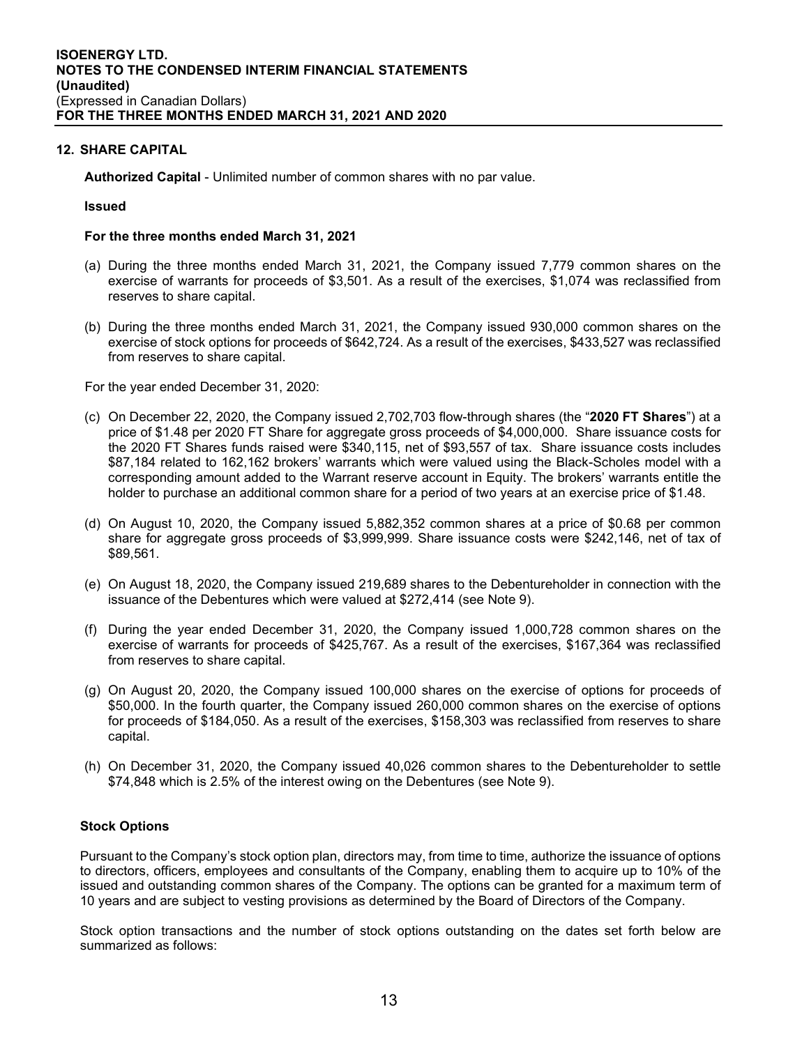## 12. SHARE CAPITAL

**Authorized Capital** - Unlimited number of common shares with no par value.

**Issued**

**For the three months ended March 31, 2021**

(a) During the three months ended March 31, 2021, the Company issued 7,779 common shares on the exercise of warrants for proceeds of $3,501. As a result of the exercises, $1,074 was reclassified from reserves to share capital.

(b) During the three months ended March 31, 2021, the Company issued 930,000 common shares on the exercise of stock options for proceeds of $642,724. As a result of the exercises, $433,527 was reclassified from reserves to share capital.

For the year ended December 31, 2020:

(c) On December 22, 2020, the Company issued 2,702,703 flow-through shares (the "**2020 FT Shares**") at a price of $1.48 per 2020 FT Share for aggregate gross proceeds of $4,000,000. Share issuance costs for the 2020 FT Shares funds raised were $340,115, net of $93,557 of tax. Share issuance costs includes $87,184 related to 162,162 brokers' warrants which were valued using the Black-Scholes model with a corresponding amount added to the Warrant reserve account in Equity. The brokers' warrants entitle the holder to purchase an additional common share for a period of two years at an exercise price of $1.48.

(d) On August 10, 2020, the Company issued 5,882,352 common shares at a price of $0.68 per common share for aggregate gross proceeds of $3,999,999. Share issuance costs were $242,146, net of tax of $89,561.

(e) On August 18, 2020, the Company issued 219,689 shares to the Debentureholder in connection with the issuance of the Debentures which were valued at $272,414 (see Note 9).

(f) During the year ended December 31, 2020, the Company issued 1,000,728 common shares on the exercise of warrants for proceeds of $425,767. As a result of the exercises, $167,364 was reclassified from reserves to share capital.

(g) On August 20, 2020, the Company issued 100,000 shares on the exercise of options for proceeds of $50,000. In the fourth quarter, the Company issued 260,000 common shares on the exercise of options for proceeds of $184,050. As a result of the exercises, $158,303 was reclassified from reserves to share capital.

(h) On December 31, 2020, the Company issued 40,026 common shares to the Debentureholder to settle $74,848 which is 2.5% of the interest owing on the Debentures (see Note 9).

**Stock Options**

Pursuant to the Company's stock option plan, directors may, from time to time, authorize the issuance of options to directors, officers, employees and consultants of the Company, enabling them to acquire up to 10% of the issued and outstanding common shares of the Company. The options can be granted for a maximum term of 10 years and are subject to vesting provisions as determined by the Board of Directors of the Company.

Stock option transactions and the number of stock options outstanding on the dates set forth below are summarized as follows: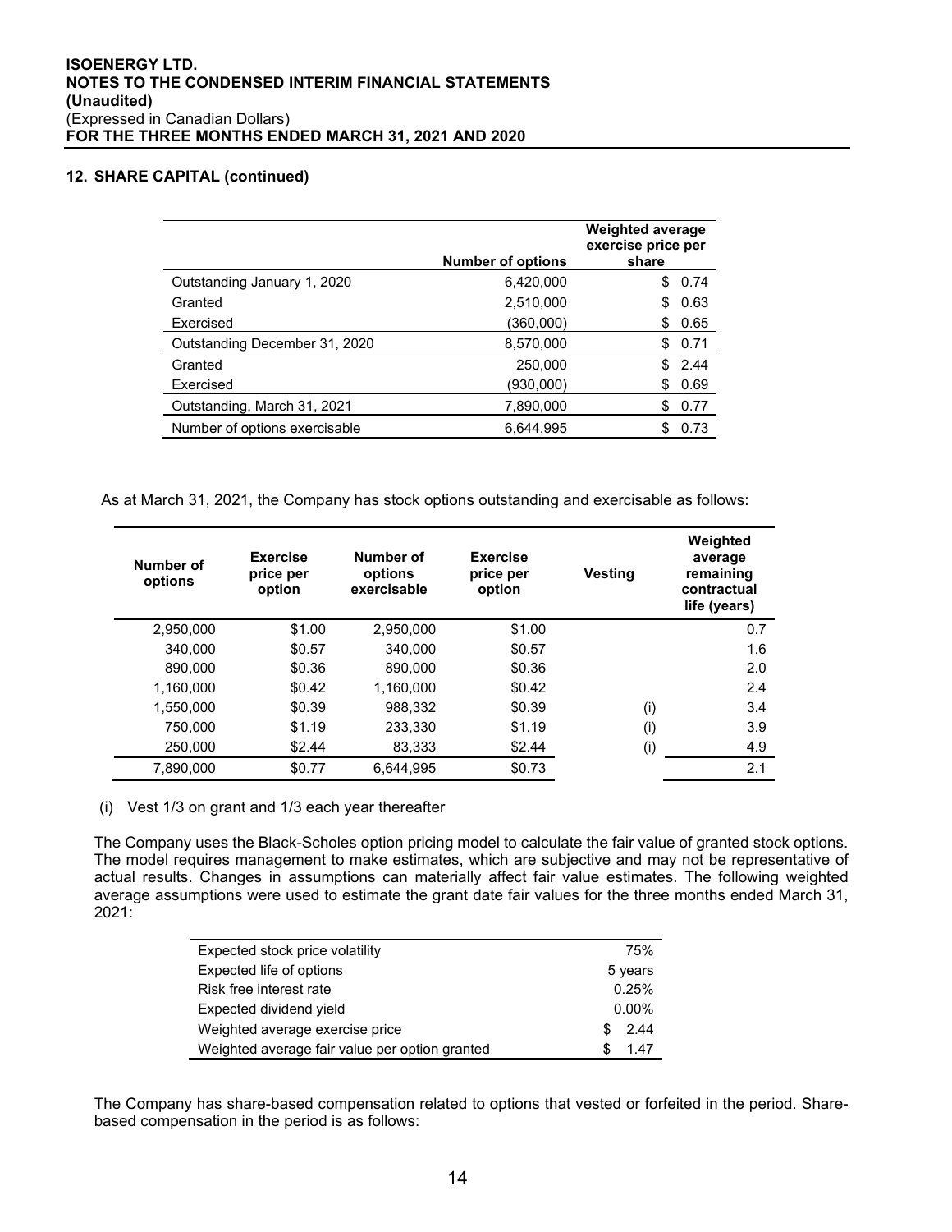## 12. SHARE CAPITAL (continued)

| | Number of options | Weighted average exercise price per share |
|---|---|---|
| Outstanding January 1, 2020 | 6,420,000 | $ 0.74 |
| Granted | 2,510,000 | $ 0.63 |
| Exercised | (360,000) | $ 0.65 |
| Outstanding December 31, 2020 | 8,570,000 | $ 0.71 |
| Granted | 250,000 | $ 2.44 |
| Exercised | (930,000) | $ 0.69 |
| Outstanding, March 31, 2021 | 7,890,000 | $ 0.77 |
| Number of options exercisable | 6,644,995 | $ 0.73 |

As at March 31, 2021, the Company has stock options outstanding and exercisable as follows:

| Number of options | Exercise price per option | Number of options exercisable | Exercise price per option | Vesting | Weighted average remaining contractual life (years) |
|---|---|---|---|---|---|
| 2,950,000 | $1.00 | 2,950,000 | $1.00 | | 0.7 |
| 340,000 | $0.57 | 340,000 | $0.57 | | 1.6 |
| 890,000 | $0.36 | 890,000 | $0.36 | | 2.0 |
| 1,160,000 | $0.42 | 1,160,000 | $0.42 | | 2.4 |
| 1,550,000 | $0.39 | 988,332 | $0.39 | (i) | 3.4 |
| 750,000 | $1.19 | 233,330 | $1.19 | (i) | 3.9 |
| 250,000 | $2.44 | 83,333 | $2.44 | (i) | 4.9 |
| 7,890,000 | $0.77 | 6,644,995 | $0.73 | | 2.1 |

(i) Vest 1/3 on grant and 1/3 each year thereafter

The Company uses the Black-Scholes option pricing model to calculate the fair value of granted stock options. The model requires management to make estimates, which are subjective and may not be representative of actual results. Changes in assumptions can materially affect fair value estimates. The following weighted average assumptions were used to estimate the grant date fair values for the three months ended March 31, 2021:

| | |
|---|---|
| Expected stock price volatility | 75% |
| Expected life of options | 5 years |
| Risk free interest rate | 0.25% |
| Expected dividend yield | 0.00% |
| Weighted average exercise price | $ 2.44 |
| Weighted average fair value per option granted | $ 1.47 |

The Company has share-based compensation related to options that vested or forfeited in the period. Share-based compensation in the period is as follows: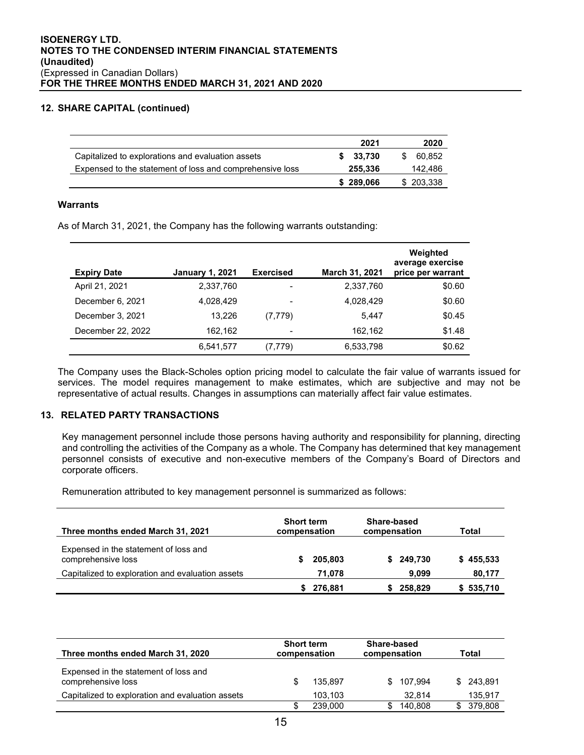## 12. SHARE CAPITAL (continued)

| | 2021 | 2020 |
|---|---|---|
| Capitalized to explorations and evaluation assets | **$ 33,730** | $ 60,852 |
| Expensed to the statement of loss and comprehensive loss | **255,336** | 142,486 |
| | **$ 289,066** | $ 203,338 |

### Warrants

As of March 31, 2021, the Company has the following warrants outstanding:

| Expiry Date | January 1, 2021 | Exercised | March 31, 2021 | Weighted average exercise price per warrant |
|---|---|---|---|---|
| April 21, 2021 | 2,337,760 | - | 2,337,760 | $0.60 |
| December 6, 2021 | 4,028,429 | - | 4,028,429 | $0.60 |
| December 3, 2021 | 13,226 | (7,779) | 5,447 | $0.45 |
| December 22, 2022 | 162,162 | - | 162,162 | $1.48 |
| | 6,541,577 | (7,779) | 6,533,798 | $0.62 |

The Company uses the Black-Scholes option pricing model to calculate the fair value of warrants issued for services. The model requires management to make estimates, which are subjective and may not be representative of actual results. Changes in assumptions can materially affect fair value estimates.

## 13. RELATED PARTY TRANSACTIONS

Key management personnel include those persons having authority and responsibility for planning, directing and controlling the activities of the Company as a whole. The Company has determined that key management personnel consists of executive and non-executive members of the Company's Board of Directors and corporate officers.

Remuneration attributed to key management personnel is summarized as follows:

| Three months ended March 31, 2021 | Short term compensation | Share-based compensation | Total |
|---|---|---|---|
| Expensed in the statement of loss and comprehensive loss | **$ 205,803** | **$ 249,730** | **$ 455,533** |
| Capitalized to exploration and evaluation assets | **71,078** | **9,099** | **80,177** |
| | **$ 276,881** | **$ 258,829** | **$ 535,710** |

| Three months ended March 31, 2020 | Short term compensation | Share-based compensation | Total |
|---|---|---|---|
| Expensed in the statement of loss and comprehensive loss | $ 135,897 | $ 107,994 | $ 243,891 |
| Capitalized to exploration and evaluation assets | 103,103 | 32,814 | 135,917 |
| | $ 239,000 | $ 140,808 | $ 379,808 |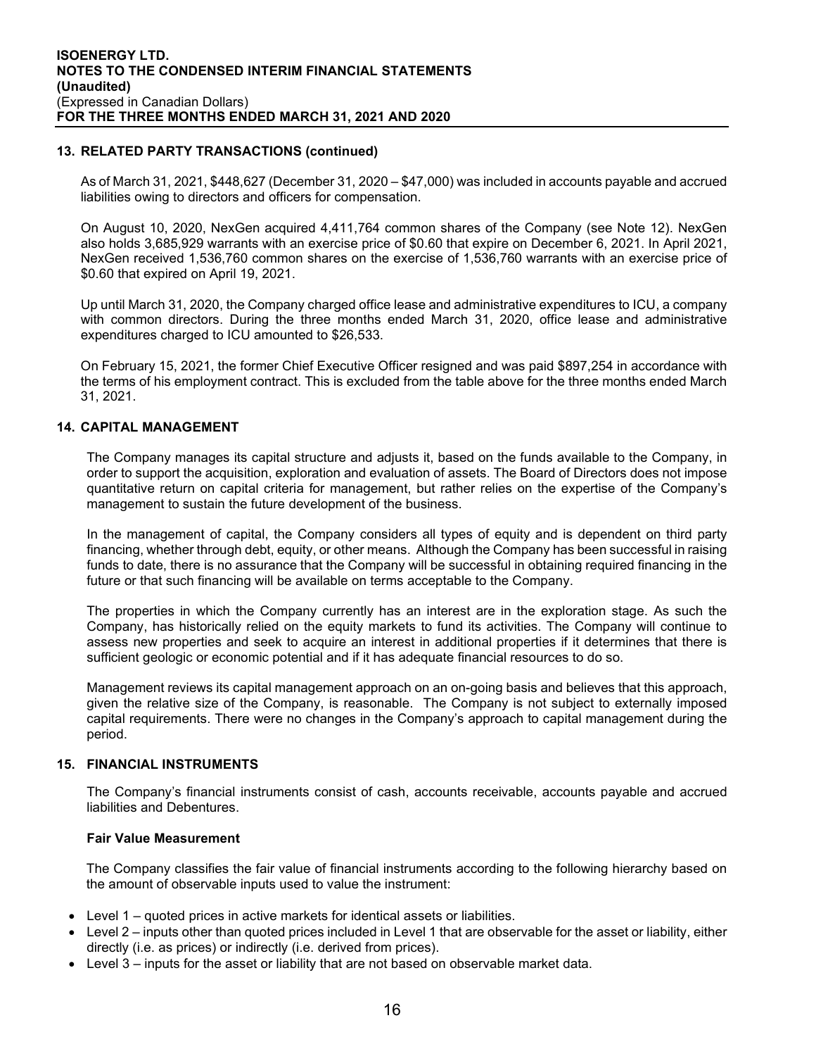## 13. RELATED PARTY TRANSACTIONS (continued)

As of March 31, 2021, $448,627 (December 31, 2020 – $47,000) was included in accounts payable and accrued liabilities owing to directors and officers for compensation.

On August 10, 2020, NexGen acquired 4,411,764 common shares of the Company (see Note 12). NexGen also holds 3,685,929 warrants with an exercise price of $0.60 that expire on December 6, 2021. In April 2021, NexGen received 1,536,760 common shares on the exercise of 1,536,760 warrants with an exercise price of $0.60 that expired on April 19, 2021.

Up until March 31, 2020, the Company charged office lease and administrative expenditures to ICU, a company with common directors. During the three months ended March 31, 2020, office lease and administrative expenditures charged to ICU amounted to $26,533.

On February 15, 2021, the former Chief Executive Officer resigned and was paid $897,254 in accordance with the terms of his employment contract. This is excluded from the table above for the three months ended March 31, 2021.

## 14. CAPITAL MANAGEMENT

The Company manages its capital structure and adjusts it, based on the funds available to the Company, in order to support the acquisition, exploration and evaluation of assets. The Board of Directors does not impose quantitative return on capital criteria for management, but rather relies on the expertise of the Company's management to sustain the future development of the business.

In the management of capital, the Company considers all types of equity and is dependent on third party financing, whether through debt, equity, or other means. Although the Company has been successful in raising funds to date, there is no assurance that the Company will be successful in obtaining required financing in the future or that such financing will be available on terms acceptable to the Company.

The properties in which the Company currently has an interest are in the exploration stage. As such the Company, has historically relied on the equity markets to fund its activities. The Company will continue to assess new properties and seek to acquire an interest in additional properties if it determines that there is sufficient geologic or economic potential and if it has adequate financial resources to do so.

Management reviews its capital management approach on an on-going basis and believes that this approach, given the relative size of the Company, is reasonable. The Company is not subject to externally imposed capital requirements. There were no changes in the Company's approach to capital management during the period.

## 15. FINANCIAL INSTRUMENTS

The Company's financial instruments consist of cash, accounts receivable, accounts payable and accrued liabilities and Debentures.

### Fair Value Measurement

The Company classifies the fair value of financial instruments according to the following hierarchy based on the amount of observable inputs used to value the instrument:

- Level 1 – quoted prices in active markets for identical assets or liabilities.
- Level 2 – inputs other than quoted prices included in Level 1 that are observable for the asset or liability, either directly (i.e. as prices) or indirectly (i.e. derived from prices).
- Level 3 – inputs for the asset or liability that are not based on observable market data.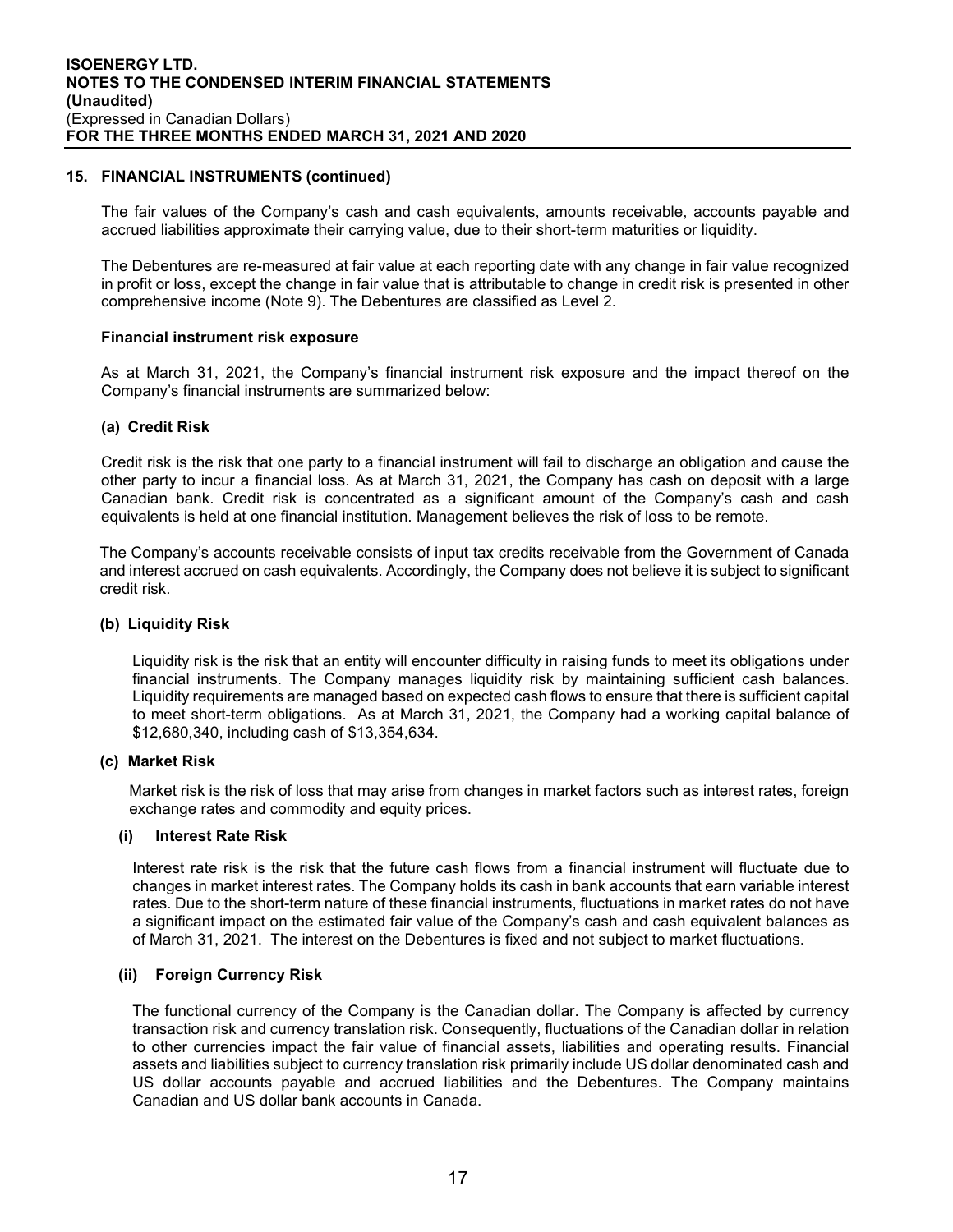## 15. FINANCIAL INSTRUMENTS (continued)

The fair values of the Company's cash and cash equivalents, amounts receivable, accounts payable and accrued liabilities approximate their carrying value, due to their short-term maturities or liquidity.

The Debentures are re-measured at fair value at each reporting date with any change in fair value recognized in profit or loss, except the change in fair value that is attributable to change in credit risk is presented in other comprehensive income (Note 9). The Debentures are classified as Level 2.

### Financial instrument risk exposure

As at March 31, 2021, the Company's financial instrument risk exposure and the impact thereof on the Company's financial instruments are summarized below:

#### (a) Credit Risk

Credit risk is the risk that one party to a financial instrument will fail to discharge an obligation and cause the other party to incur a financial loss. As at March 31, 2021, the Company has cash on deposit with a large Canadian bank. Credit risk is concentrated as a significant amount of the Company's cash and cash equivalents is held at one financial institution. Management believes the risk of loss to be remote.

The Company's accounts receivable consists of input tax credits receivable from the Government of Canada and interest accrued on cash equivalents. Accordingly, the Company does not believe it is subject to significant credit risk.

#### (b) Liquidity Risk

Liquidity risk is the risk that an entity will encounter difficulty in raising funds to meet its obligations under financial instruments. The Company manages liquidity risk by maintaining sufficient cash balances. Liquidity requirements are managed based on expected cash flows to ensure that there is sufficient capital to meet short-term obligations. As at March 31, 2021, the Company had a working capital balance of $12,680,340, including cash of $13,354,634.

#### (c) Market Risk

Market risk is the risk of loss that may arise from changes in market factors such as interest rates, foreign exchange rates and commodity and equity prices.

##### (i) Interest Rate Risk

Interest rate risk is the risk that the future cash flows from a financial instrument will fluctuate due to changes in market interest rates. The Company holds its cash in bank accounts that earn variable interest rates. Due to the short-term nature of these financial instruments, fluctuations in market rates do not have a significant impact on the estimated fair value of the Company's cash and cash equivalent balances as of March 31, 2021. The interest on the Debentures is fixed and not subject to market fluctuations.

##### (ii) Foreign Currency Risk

The functional currency of the Company is the Canadian dollar. The Company is affected by currency transaction risk and currency translation risk. Consequently, fluctuations of the Canadian dollar in relation to other currencies impact the fair value of financial assets, liabilities and operating results. Financial assets and liabilities subject to currency translation risk primarily include US dollar denominated cash and US dollar accounts payable and accrued liabilities and the Debentures. The Company maintains Canadian and US dollar bank accounts in Canada.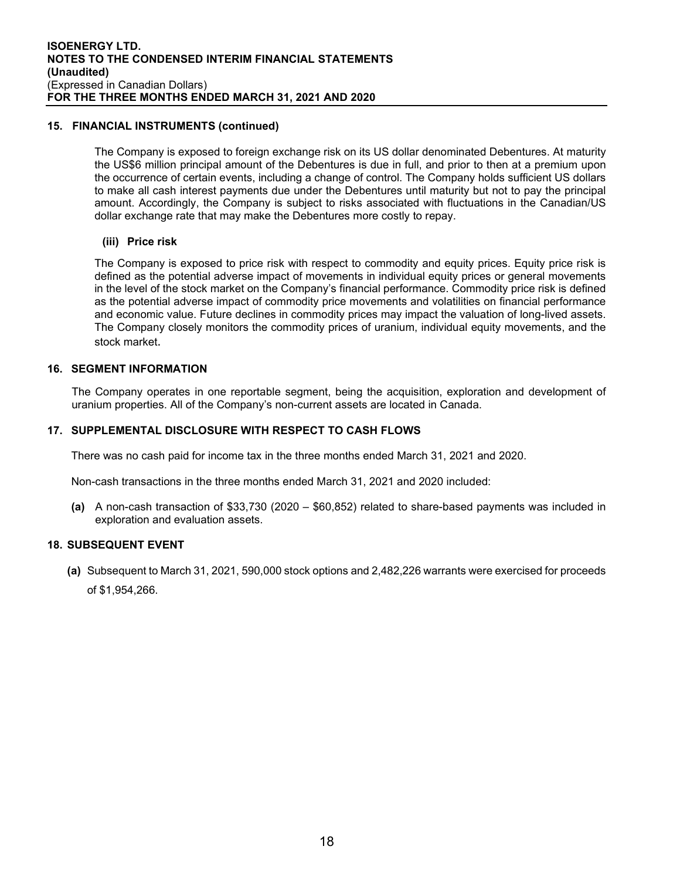## 15. FINANCIAL INSTRUMENTS (continued)

The Company is exposed to foreign exchange risk on its US dollar denominated Debentures. At maturity the US$6 million principal amount of the Debentures is due in full, and prior to then at a premium upon the occurrence of certain events, including a change of control. The Company holds sufficient US dollars to make all cash interest payments due under the Debentures until maturity but not to pay the principal amount. Accordingly, the Company is subject to risks associated with fluctuations in the Canadian/US dollar exchange rate that may make the Debentures more costly to repay.

### (iii) Price risk

The Company is exposed to price risk with respect to commodity and equity prices. Equity price risk is defined as the potential adverse impact of movements in individual equity prices or general movements in the level of the stock market on the Company's financial performance. Commodity price risk is defined as the potential adverse impact of commodity price movements and volatilities on financial performance and economic value. Future declines in commodity prices may impact the valuation of long-lived assets. The Company closely monitors the commodity prices of uranium, individual equity movements, and the stock market.

## 16. SEGMENT INFORMATION

The Company operates in one reportable segment, being the acquisition, exploration and development of uranium properties. All of the Company's non-current assets are located in Canada.

## 17. SUPPLEMENTAL DISCLOSURE WITH RESPECT TO CASH FLOWS

There was no cash paid for income tax in the three months ended March 31, 2021 and 2020.

Non-cash transactions in the three months ended March 31, 2021 and 2020 included:

**(a)** A non-cash transaction of $33,730 (2020 – $60,852) related to share-based payments was included in exploration and evaluation assets.

## 18. SUBSEQUENT EVENT

**(a)** Subsequent to March 31, 2021, 590,000 stock options and 2,482,226 warrants were exercised for proceeds of $1,954,266.